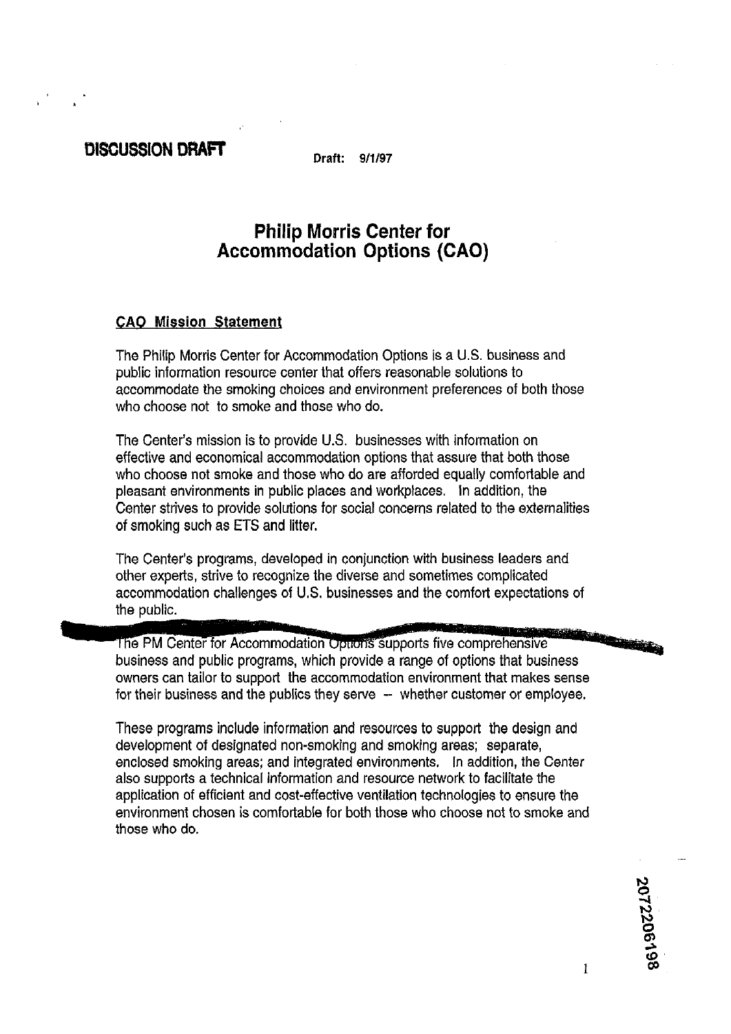**DISCUSSION DRAFT** Draft: 9/1/97

# Philip Morris Center for Accommodation Options (CAO)

## CAO Mission Statement

The Philip Morris Center for Accommodation Options is a U.S. business and public information resource center that offers reasonable solutions to accommodate the smoking choices and environment preferences of both those who choose not to smoke and those who do.

The Center's mission is to provide U.S. businesses with information on effective and economical accommodation options that assure that both those who choose not smoke and those who do are afforded equally comfortable and pleasant environments in public places and workplaces. In addition, the Center strives to provide solutions for social concerns related to the externalities of smoking such as ETS and litter.

The Center's programs, developed in conjunction with business leaders and other experts, strive to recognize the diverse and sometimes complicated accommodation challenges of U.S. businesses and the comfort expectations of the public.

The PM Center for Accommodation Options supports five comprehensive business and public programs, which provide a range of options that business owners can tailor to support the accommodation environment that makes sense for their business and the publics they serve -- whether customer or employee.

These programs include information and resources to support the design and development of designated non-smoking and smoking areas; separate, enclosed smoking areas; and integrated environments. In addition, the Center also supports a technical information and resource network to facilitate the application of efficient and cost-effective ventilation technologies to ensure the environment chosen is comfortable for both those who choose not to smoke and those who do.

2072206198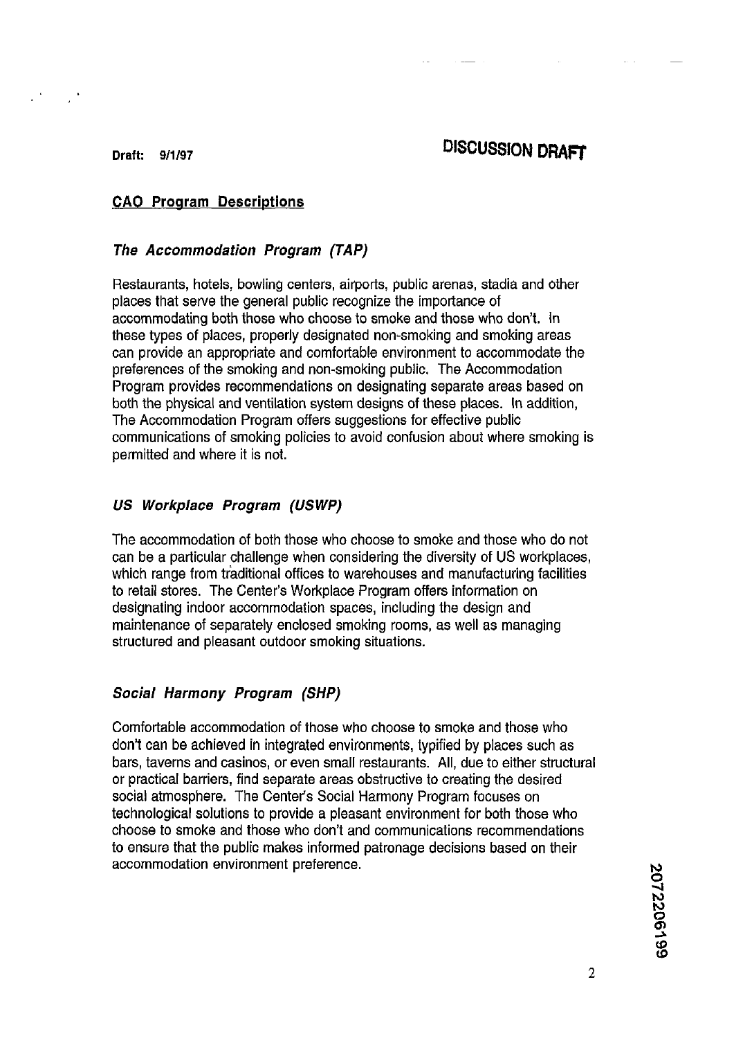Draft: 9/1/97

**DISCUSSION DRAFT**

## CAO Program Descriptions

### *The Accommodation Program (TAP)*

Restaurants, hotels, bowling centers, airports, public arenas, stadia and other places that serve the general public recognize the importance of accommodating both those who choose to smoke and those who don't. In these types of places, properly designated non-smoking and smoking areas can provide an appropriate and comfortable environment to accommodate the preferences of the smoking and non-smoking public. The Accommodation Program provides recommendations on designating separate areas based on both the physical and ventilation system designs of these places. In addition, The Accommodation Program offers suggestions for effective public communications of smoking policies to avoid confusion about where smoking is permitted and where it is not.

### *US Workplace Program (USWP)*

The accommodation of both those who choose to smoke and those who do not can be a particular challenge when considering the diversity of US workplaces, which range from traditional offices to warehouses and manufacturing facilities to retail stores. The Center's Workplace Program offers information on designating indoor accommodation spaces, including the design and maintenance of separately enclosed smoking rooms, as well as managing structured and pleasant outdoor smoking situations.

### *Social Harmony Program (SHP)*

Comfortable accommodation of those who choose to smoke and those who don't can be achieved in integrated environments, typified by places such as bars, taverns and casinos, or even small restaurants. All, due to either structural or practical barriers, find separate areas obstructive to creating the desired social atmosphere. The Center's Social Harmony Program focuses on technological solutions to provide a pleasant environment for both those who choose to smoke and those who don't and communications recommendations to ensure that the public makes informed patronage decisions based on their accommodation environment preference.

2072206199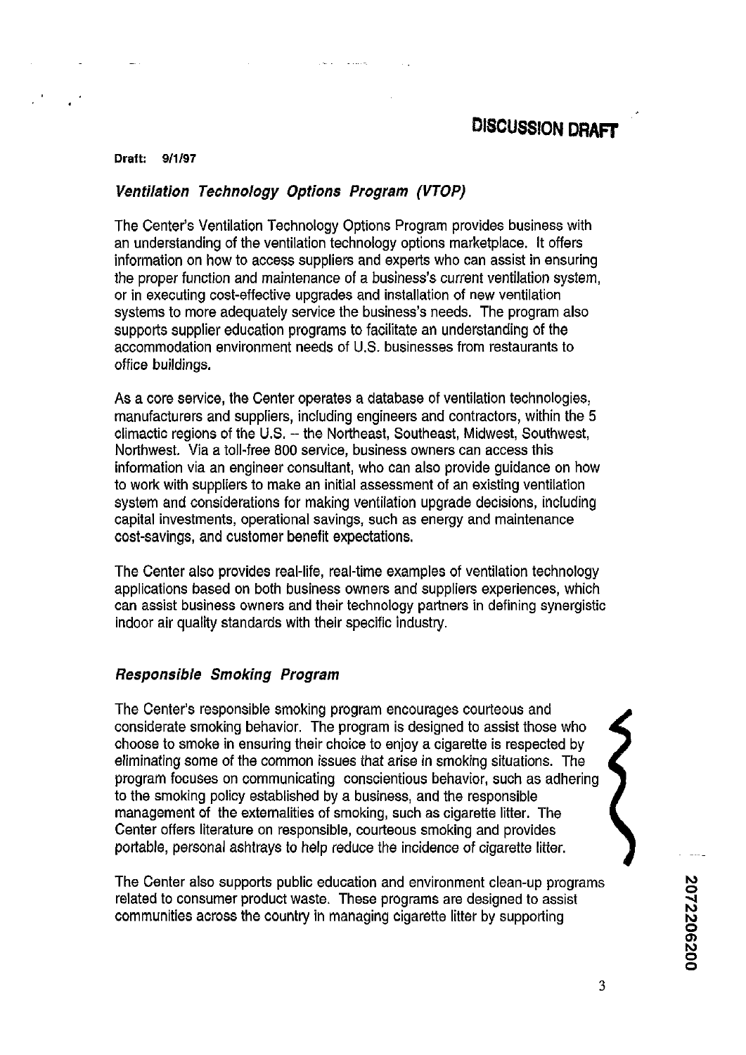**DISCUSSION DRAFT**

**Draft: 9/1/97**

### *Ventilation Technology Options Program (VTOP)*

The Center's Ventilation Technology Options Program provides business with an understanding of the ventilation technology options marketplace. It offers information on how to access suppliers and experts who can assist in ensuring the proper function and maintenance of a business's current ventilation system, or in executing cost-effective upgrades and installation of new ventilation systems to more adequately service the business's needs. The program also supports supplier education programs to facilitate an understanding of the accommodation environment needs of U.S. businesses from restaurants to office buildings.

As a core service, the Center operates a database of ventilation technologies, manufacturers and suppliers, including engineers and contractors, within the 5 climactic regions of the U.S. -- the Northeast, Southeast, Midwest, Southwest, Northwest. Via a toll-free 800 service, business owners can access this information via an engineer consultant, who can also provide guidance on how to work with suppliers to make an initial assessment of an existing ventilation system and considerations for making ventilation upgrade decisions, including capital investments, operational savings, such as energy and maintenance cost-savings, and customer benefit expectations.

The Center also provides real-life, real-time examples of ventilation technology applications based on both business owners and suppliers experiences, which can assist business owners and their technology partners in defining synergistic indoor air quality standards with their specific industry.

### *Responsible Smoking Program*

The Center's responsible smoking program encourages courteous and considerate smoking behavior. The program is designed to assist those who choose to smoke in ensuring their choice to enjoy a cigarette is respected by eliminating some of the common issues that arise in smoking situations. The program focuses on communicating conscientious behavior, such as adhering to the smoking policy established by a business, and the responsible management of the externalities of smoking, such as cigarette litter. The Center offers literature on responsible, courteous smoking and provides portable, personal ashtrays to help reduce the incidence of cigarette litter.

The Center also supports public education and environment clean-up programs related to consumer product waste. These programs are designed to assist communities across the country in managing cigarette litter by supporting

2072206200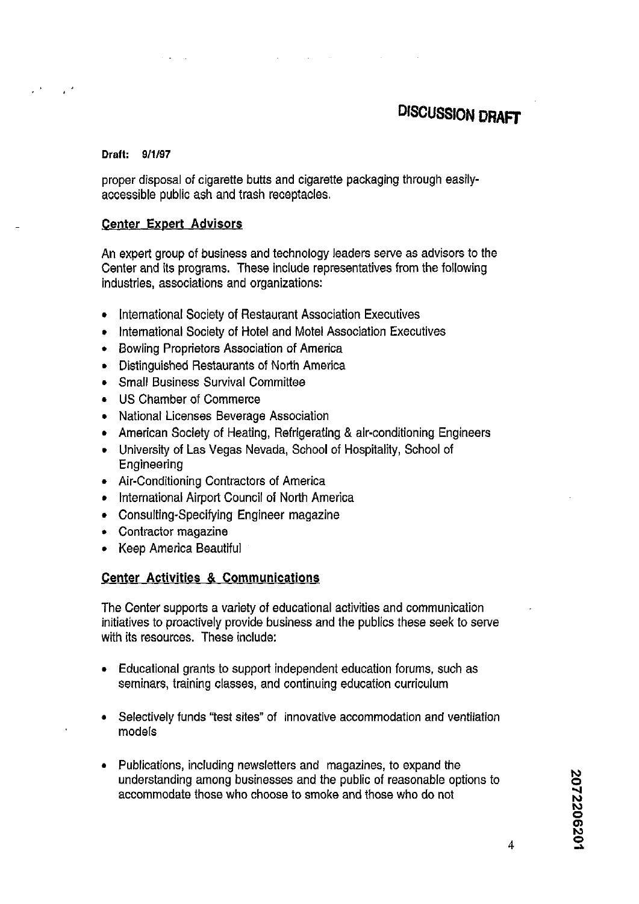**DISCUSSION DRAFT**

**Draft: 9/1/97**

proper disposal of cigarette butts and cigarette packaging through easily-accessible public ash and trash receptacles.

## Center Expert Advisors

An expert group of business and technology leaders serve as advisors to the Center and its programs. These include representatives from the following industries, associations and organizations:

- International Society of Restaurant Association Executives
- International Society of Hotel and Motel Association Executives
- Bowling Proprietors Association of America
- Distinguished Restaurants of North America
- Small Business Survival Committee
- US Chamber of Commerce
- National Licenses Beverage Association
- American Society of Heating, Refrigerating & air-conditioning Engineers
- University of Las Vegas Nevada, School of Hospitality, School of Engineering
- Air-Conditioning Contractors of America
- International Airport Council of North America
- Consulting-Specifying Engineer magazine
- Contractor magazine
- Keep America Beautiful

## Center Activities & Communications

The Center supports a variety of educational activities and communication initiatives to proactively provide business and the publics these seek to serve with its resources. These include:

- Educational grants to support independent education forums, such as seminars, training classes, and continuing education curriculum

- Selectively funds "test sites" of innovative accommodation and ventilation models

- Publications, including newsletters and magazines, to expand the understanding among businesses and the public of reasonable options to accommodate those who choose to smoke and those who do not

2072206201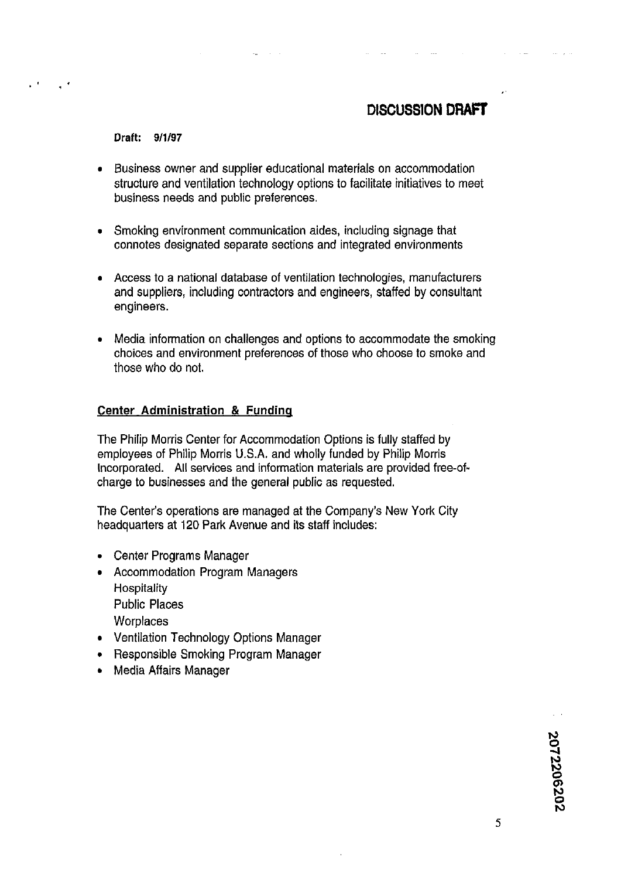**DISCUSSION DRAFT**

**Draft: 9/1/97**

- Business owner and supplier educational materials on accommodation structure and ventilation technology options to facilitate initiatives to meet business needs and public preferences.
- Smoking environment communication aides, including signage that connotes designated separate sections and integrated environments
- Access to a national database of ventilation technologies, manufacturers and suppliers, including contractors and engineers, staffed by consultant engineers.
- Media information on challenges and options to accommodate the smoking choices and environment preferences of those who choose to smoke and those who do not.

**Center Administration & Funding**

The Philip Morris Center for Accommodation Options is fully staffed by employees of Philip Morris U.S.A. and wholly funded by Philip Morris Incorporated. All services and information materials are provided free-of-charge to businesses and the general public as requested.

The Center's operations are managed at the Company's New York City headquarters at 120 Park Avenue and its staff includes:

- Center Programs Manager
- Accommodation Program Managers
  Hospitality
  Public Places
  Worplaces
- Ventilation Technology Options Manager
- Responsible Smoking Program Manager
- Media Affairs Manager

2072206202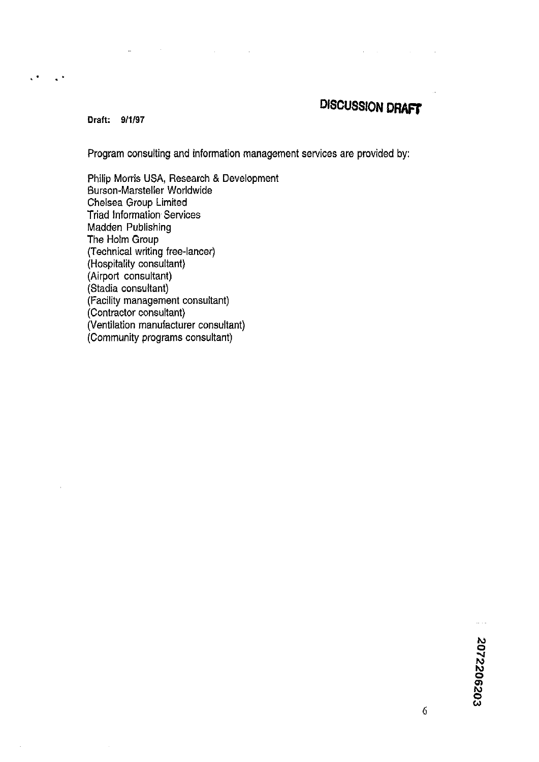**DISCUSSION DRAFT**

**Draft: 9/1/97**

Program consulting and information management services are provided by:

Philip Morris USA, Research & Development
Burson-Marsteller Worldwide
Chelsea Group Limited
Triad Information Services
Madden Publishing
The Holm Group
(Technical writing free-lancer)
(Hospitality consultant)
(Airport consultant)
(Stadia consultant)
(Facility management consultant)
(Contractor consultant)
(Ventilation manufacturer consultant)
(Community programs consultant)

2072206203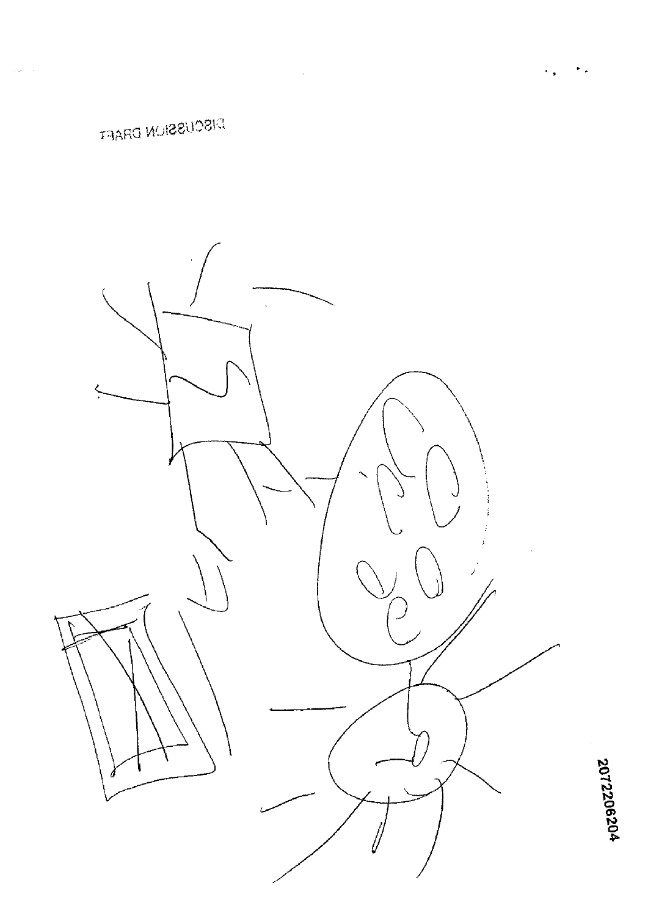DISCUSSION DRAFT